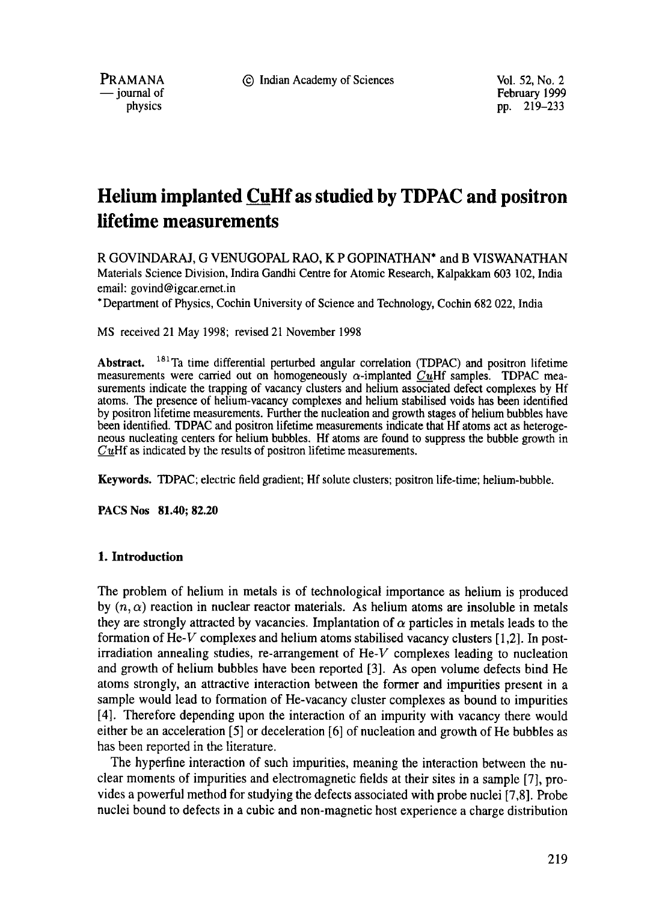# Helium implanted CuHf as studied by TDPAC and positron lifetime measurements

R GOVINDARAJ, G VENUGOPAL RAO, K P GOPINATHAN* and B VISWANATHAN

Materials Science Division, Indira Gandhi Centre for Atomic Research, Kalpakkam 603 102, India

email: govind@igcar.ernet.in

*Department of Physics, Cochin University of Science and Technology, Cochin 682 022, India

MS received 21 May 1998; revised 21 November 1998

**Abstract.** $^{181}$Ta time differential perturbed angular correlation (TDPAC) and positron lifetime measurements were carried out on homogeneously $\alpha$-implanted *Cu*Hf samples. TDPAC measurements indicate the trapping of vacancy clusters and helium associated defect complexes by Hf atoms. The presence of helium-vacancy complexes and helium stabilised voids has been identified by positron lifetime measurements. Further the nucleation and growth stages of helium bubbles have been identified. TDPAC and positron lifetime measurements indicate that Hf atoms act as heterogeneous nucleating centers for helium bubbles. Hf atoms are found to suppress the bubble growth in *Cu*Hf as indicated by the results of positron lifetime measurements.

**Keywords.** TDPAC; electric field gradient; Hf solute clusters; positron life-time; helium-bubble.

**PACS Nos 81.40; 82.20**

## 1. Introduction

The problem of helium in metals is of technological importance as helium is produced by $(n, \alpha)$ reaction in nuclear reactor materials. As helium atoms are insoluble in metals they are strongly attracted by vacancies. Implantation of $\alpha$ particles in metals leads to the formation of He-$V$ complexes and helium atoms stabilised vacancy clusters [1,2]. In post-irradiation annealing studies, re-arrangement of He-$V$ complexes leading to nucleation and growth of helium bubbles have been reported [3]. As open volume defects bind He atoms strongly, an attractive interaction between the former and impurities present in a sample would lead to formation of He-vacancy cluster complexes as bound to impurities [4]. Therefore depending upon the interaction of an impurity with vacancy there would either be an acceleration [5] or deceleration [6] of nucleation and growth of He bubbles as has been reported in the literature.

The hyperfine interaction of such impurities, meaning the interaction between the nuclear moments of impurities and electromagnetic fields at their sites in a sample [7], provides a powerful method for studying the defects associated with probe nuclei [7,8]. Probe nuclei bound to defects in a cubic and non-magnetic host experience a charge distribution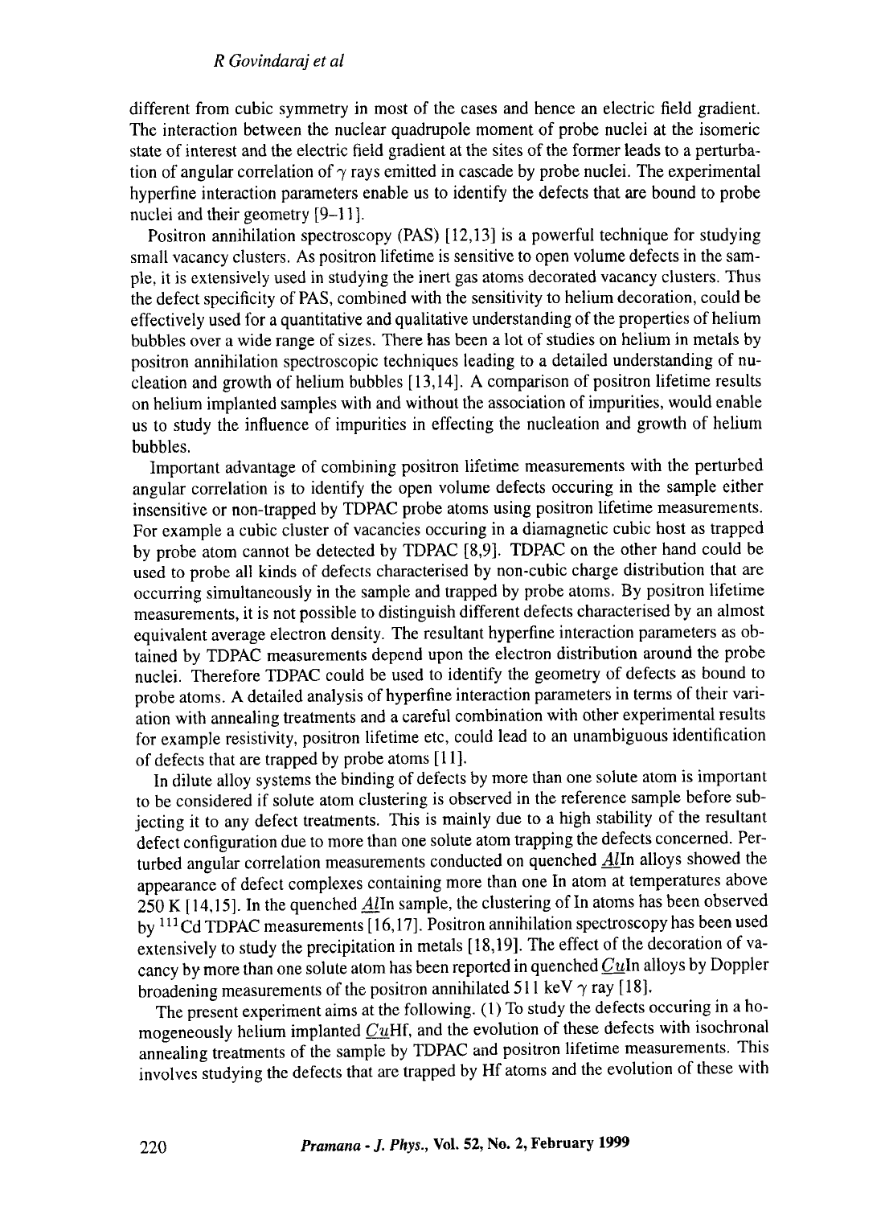different from cubic symmetry in most of the cases and hence an electric field gradient. The interaction between the nuclear quadrupole moment of probe nuclei at the isomeric state of interest and the electric field gradient at the sites of the former leads to a perturbation of angular correlation of $\gamma$ rays emitted in cascade by probe nuclei. The experimental hyperfine interaction parameters enable us to identify the defects that are bound to probe nuclei and their geometry [9–11].

Positron annihilation spectroscopy (PAS) [12,13] is a powerful technique for studying small vacancy clusters. As positron lifetime is sensitive to open volume defects in the sample, it is extensively used in studying the inert gas atoms decorated vacancy clusters. Thus the defect specificity of PAS, combined with the sensitivity to helium decoration, could be effectively used for a quantitative and qualitative understanding of the properties of helium bubbles over a wide range of sizes. There has been a lot of studies on helium in metals by positron annihilation spectroscopic techniques leading to a detailed understanding of nucleation and growth of helium bubbles [13,14]. A comparison of positron lifetime results on helium implanted samples with and without the association of impurities, would enable us to study the influence of impurities in effecting the nucleation and growth of helium bubbles.

Important advantage of combining positron lifetime measurements with the perturbed angular correlation is to identify the open volume defects occuring in the sample either insensitive or non-trapped by TDPAC probe atoms using positron lifetime measurements. For example a cubic cluster of vacancies occuring in a diamagnetic cubic host as trapped by probe atom cannot be detected by TDPAC [8,9]. TDPAC on the other hand could be used to probe all kinds of defects characterised by non-cubic charge distribution that are occurring simultaneously in the sample and trapped by probe atoms. By positron lifetime measurements, it is not possible to distinguish different defects characterised by an almost equivalent average electron density. The resultant hyperfine interaction parameters as obtained by TDPAC measurements depend upon the electron distribution around the probe nuclei. Therefore TDPAC could be used to identify the geometry of defects as bound to probe atoms. A detailed analysis of hyperfine interaction parameters in terms of their variation with annealing treatments and a careful combination with other experimental results for example resistivity, positron lifetime etc, could lead to an unambiguous identification of defects that are trapped by probe atoms [11].

In dilute alloy systems the binding of defects by more than one solute atom is important to be considered if solute atom clustering is observed in the reference sample before subjecting it to any defect treatments. This is mainly due to a high stability of the resultant defect configuration due to more than one solute atom trapping the defects concerned. Perturbed angular correlation measurements conducted on quenched <u>*Al*</u>In alloys showed the appearance of defect complexes containing more than one In atom at temperatures above 250 K [14,15]. In the quenched <u>*Al*</u>In sample, the clustering of In atoms has been observed by $^{111}$Cd TDPAC measurements [16,17]. Positron annihilation spectroscopy has been used extensively to study the precipitation in metals [18,19]. The effect of the decoration of vacancy by more than one solute atom has been reported in quenched <u>*Cu*</u>In alloys by Doppler broadening measurements of the positron annihilated 511 keV $\gamma$ ray [18].

The present experiment aims at the following. (1) To study the defects occuring in a homogeneously helium implanted <u>*Cu*</u>Hf, and the evolution of these defects with isochronal annealing treatments of the sample by TDPAC and positron lifetime measurements. This involves studying the defects that are trapped by Hf atoms and the evolution of these with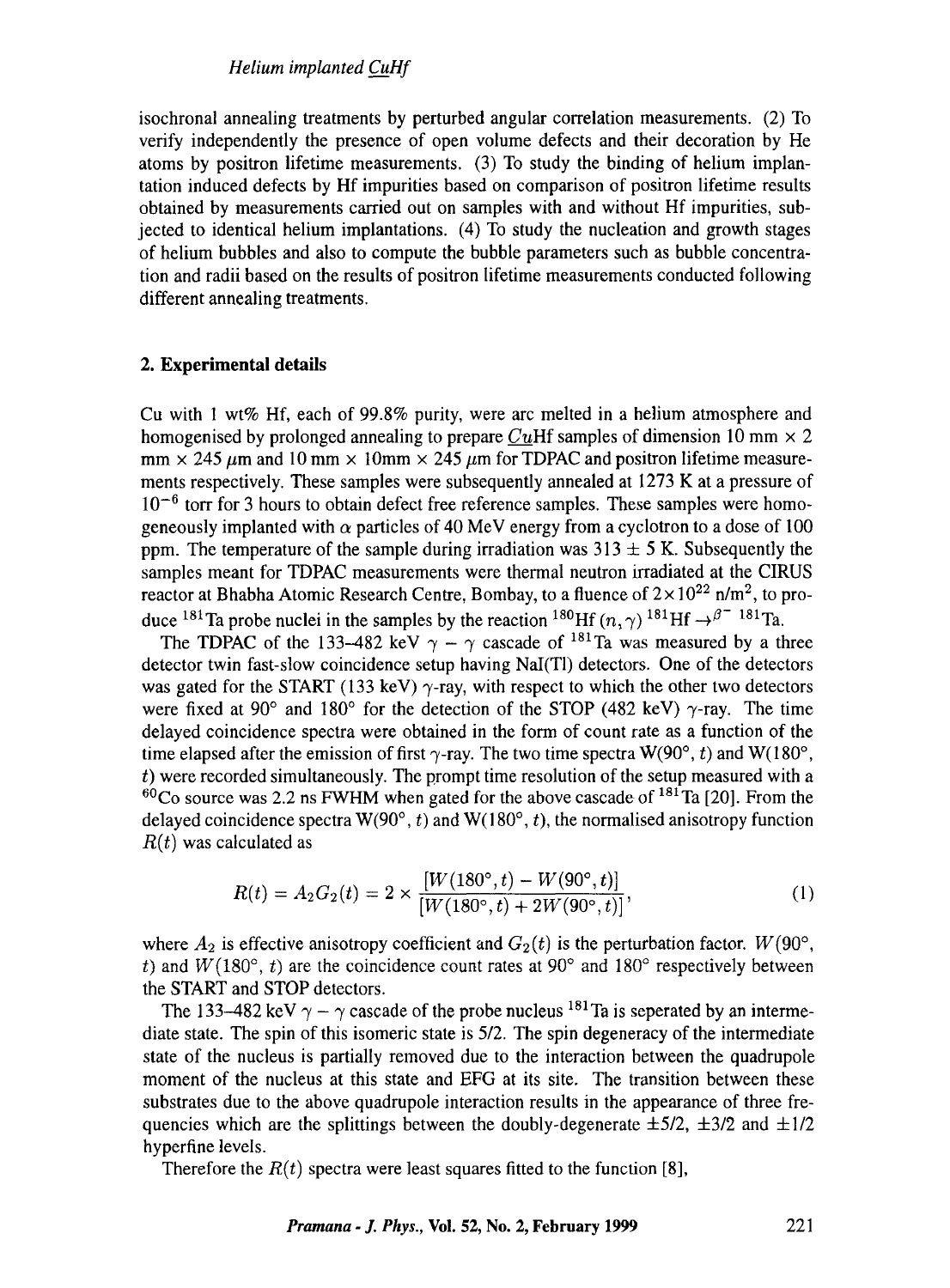isochronal annealing treatments by perturbed angular correlation measurements. (2) To verify independently the presence of open volume defects and their decoration by He atoms by positron lifetime measurements. (3) To study the binding of helium implantation induced defects by Hf impurities based on comparison of positron lifetime results obtained by measurements carried out on samples with and without Hf impurities, subjected to identical helium implantations. (4) To study the nucleation and growth stages of helium bubbles and also to compute the bubble parameters such as bubble concentration and radii based on the results of positron lifetime measurements conducted following different annealing treatments.

## 2. Experimental details

Cu with 1 wt% Hf, each of 99.8% purity, were arc melted in a helium atmosphere and homogenised by prolonged annealing to prepare <u>*Cu*</u>Hf samples of dimension 10 mm $\times$ 2 mm $\times$ 245 $\mu$m and 10 mm $\times$ 10mm $\times$ 245 $\mu$m for TDPAC and positron lifetime measurements respectively. These samples were subsequently annealed at 1273 K at a pressure of $10^{-6}$ torr for 3 hours to obtain defect free reference samples. These samples were homogeneously implanted with $\alpha$ particles of 40 MeV energy from a cyclotron to a dose of 100 ppm. The temperature of the sample during irradiation was $313 \pm 5$ K. Subsequently the samples meant for TDPAC measurements were thermal neutron irradiated at the CIRUS reactor at Bhabha Atomic Research Centre, Bombay, to a fluence of $2\times10^{22}$ n/m$^2$, to produce $^{181}$Ta probe nuclei in the samples by the reaction $^{180}\text{Hf}\ (n,\gamma)\ ^{181}\text{Hf} \rightarrow^{\beta^-}\ ^{181}\text{Ta}$.

The TDPAC of the 133–482 keV $\gamma - \gamma$ cascade of $^{181}$Ta was measured by a three detector twin fast-slow coincidence setup having NaI(Tl) detectors. One of the detectors was gated for the START (133 keV) $\gamma$-ray, with respect to which the other two detectors were fixed at 90° and 180° for the detection of the STOP (482 keV) $\gamma$-ray. The time delayed coincidence spectra were obtained in the form of count rate as a function of the time elapsed after the emission of first $\gamma$-ray. The two time spectra W(90°, $t$) and W(180°, $t$) were recorded simultaneously. The prompt time resolution of the setup measured with a $^{60}$Co source was 2.2 ns FWHM when gated for the above cascade of $^{181}$Ta [20]. From the delayed coincidence spectra W(90°, $t$) and W(180°, $t$), the normalised anisotropy function $R(t)$ was calculated as

$$R(t) = A_2 G_2(t) = 2 \times \frac{[W(180°, t) - W(90°, t)]}{[W(180°, t) + 2W(90°, t)]}, \tag{1}$$

where $A_2$ is effective anisotropy coefficient and $G_2(t)$ is the perturbation factor. $W(90°, t)$ and $W(180°, t)$ are the coincidence count rates at 90° and 180° respectively between the START and STOP detectors.

The 133–482 keV $\gamma - \gamma$ cascade of the probe nucleus $^{181}$Ta is seperated by an intermediate state. The spin of this isomeric state is 5/2. The spin degeneracy of the intermediate state of the nucleus is partially removed due to the interaction between the quadrupole moment of the nucleus at this state and EFG at its site. The transition between these substrates due to the above quadrupole interaction results in the appearance of three frequencies which are the splittings between the doubly-degenerate $\pm5/2$, $\pm3/2$ and $\pm1/2$ hyperfine levels.

Therefore the $R(t)$ spectra were least squares fitted to the function [8],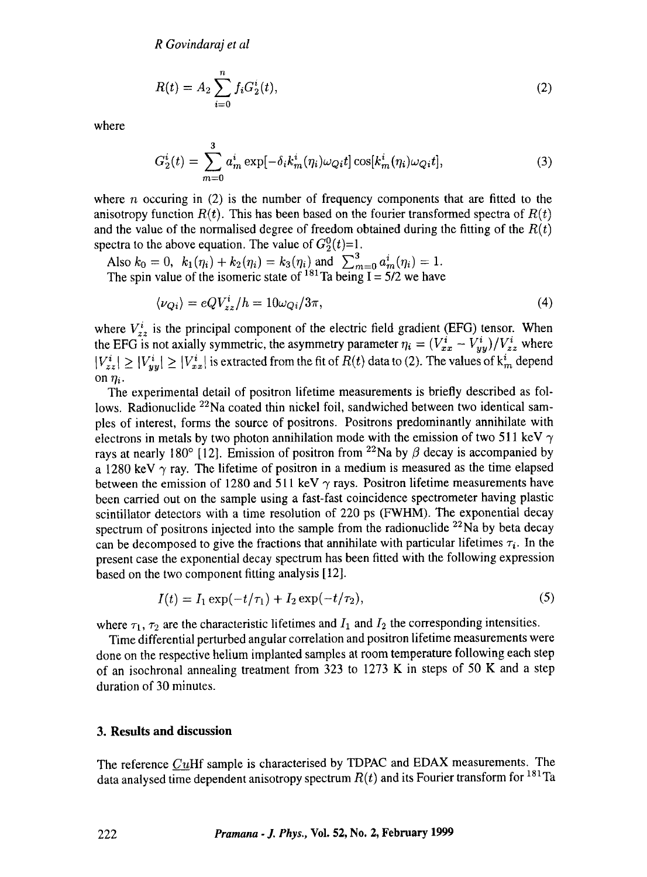$$R(t) = A_2 \sum_{i=0}^{n} f_i G_2^i(t), \tag{2}$$

where

$$G_2^i(t) = \sum_{m=0}^{3} a_m^i \exp[-\delta_i k_m^i(\eta_i)\omega_{Qi}t] \cos[k_m^i(\eta_i)\omega_{Qi}t], \tag{3}$$

where $n$ occuring in (2) is the number of frequency components that are fitted to the anisotropy function $R(t)$. This has been based on the fourier transformed spectra of $R(t)$ and the value of the normalised degree of freedom obtained during the fitting of the $R(t)$ spectra to the above equation. The value of $G_2^0(t)$=1.

Also $k_0 = 0$, $k_1(\eta_i) + k_2(\eta_i) = k_3(\eta_i)$ and $\sum_{m=0}^{3} a_m^i(\eta_i) = 1$.

The spin value of the isomeric state of $^{181}$Ta being I = 5/2 we have

$$\langle \nu_{Qi} \rangle = eQV_{zz}^i/h = 10\omega_{Qi}/3\pi, \tag{4}$$

where $V_{zz}^i$ is the principal component of the electric field gradient (EFG) tensor. When the EFG is not axially symmetric, the asymmetry parameter $\eta_i = (V_{xx}^i - V_{yy}^i)/V_{zz}^i$ where $|V_{zz}^i| \geq |V_{yy}^i| \geq |V_{xx}^i|$ is extracted from the fit of $R(t)$ data to (2). The values of $k_m^i$ depend on $\eta_i$.

The experimental detail of positron lifetime measurements is briefly described as follows. Radionuclide $^{22}$Na coated thin nickel foil, sandwiched between two identical samples of interest, forms the source of positrons. Positrons predominantly annihilate with electrons in metals by two photon annihilation mode with the emission of two 511 keV $\gamma$ rays at nearly 180° [12]. Emission of positron from $^{22}$Na by $\beta$ decay is accompanied by a 1280 keV $\gamma$ ray. The lifetime of positron in a medium is measured as the time elapsed between the emission of 1280 and 511 keV $\gamma$ rays. Positron lifetime measurements have been carried out on the sample using a fast-fast coincidence spectrometer having plastic scintillator detectors with a time resolution of 220 ps (FWHM). The exponential decay spectrum of positrons injected into the sample from the radionuclide $^{22}$Na by beta decay can be decomposed to give the fractions that annihilate with particular lifetimes $\tau_i$. In the present case the exponential decay spectrum has been fitted with the following expression based on the two component fitting analysis [12].

$$I(t) = I_1 \exp(-t/\tau_1) + I_2 \exp(-t/\tau_2), \tag{5}$$

where $\tau_1$, $\tau_2$ are the characteristic lifetimes and $I_1$ and $I_2$ the corresponding intensities.

Time differential perturbed angular correlation and positron lifetime measurements were done on the respective helium implanted samples at room temperature following each step of an isochronal annealing treatment from 323 to 1273 K in steps of 50 K and a step duration of 30 minutes.

## 3. Results and discussion

The reference <u>Cu</u>Hf sample is characterised by TDPAC and EDAX measurements. The data analysed time dependent anisotropy spectrum $R(t)$ and its Fourier transform for $^{181}$Ta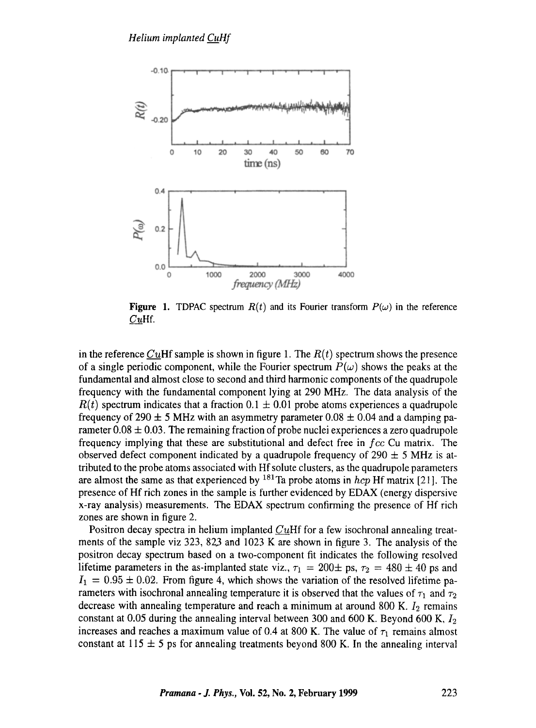**Figure 1.** TDPAC spectrum $R(t)$ and its Fourier transform $P(\omega)$ in the reference $\underline{Cu}$Hf.

in the reference $\underline{Cu}$Hf sample is shown in figure 1. The $R(t)$ spectrum shows the presence of a single periodic component, while the Fourier spectrum $P(\omega)$ shows the peaks at the fundamental and almost close to second and third harmonic components of the quadrupole frequency with the fundamental component lying at 290 MHz. The data analysis of the $R(t)$ spectrum indicates that a fraction $0.1 \pm 0.01$ probe atoms experiences a quadrupole frequency of $290 \pm 5$ MHz with an asymmetry parameter $0.08 \pm 0.04$ and a damping parameter $0.08 \pm 0.03$. The remaining fraction of probe nuclei experiences a zero quadrupole frequency implying that these are substitutional and defect free in *fcc* Cu matrix. The observed defect component indicated by a quadrupole frequency of $290 \pm 5$ MHz is attributed to the probe atoms associated with Hf solute clusters, as the quadrupole parameters are almost the same as that experienced by $^{181}$Ta probe atoms in *hcp* Hf matrix [21]. The presence of Hf rich zones in the sample is further evidenced by EDAX (energy dispersive x-ray analysis) measurements. The EDAX spectrum confirming the presence of Hf rich zones are shown in figure 2.

Positron decay spectra in helium implanted $\underline{Cu}$Hf for a few isochronal annealing treatments of the sample viz 323, 823 and 1023 K are shown in figure 3. The analysis of the positron decay spectrum based on a two-component fit indicates the following resolved lifetime parameters in the as-implanted state viz., $\tau_1 = 200\pm$ ps, $\tau_2 = 480 \pm 40$ ps and $I_1 = 0.95 \pm 0.02$. From figure 4, which shows the variation of the resolved lifetime parameters with isochronal annealing temperature it is observed that the values of $\tau_1$ and $\tau_2$ decrease with annealing temperature and reach a minimum at around 800 K. $I_2$ remains constant at 0.05 during the annealing interval between 300 and 600 K. Beyond 600 K, $I_2$ increases and reaches a maximum value of 0.4 at 800 K. The value of $\tau_1$ remains almost constant at $115 \pm 5$ ps for annealing treatments beyond 800 K. In the annealing interval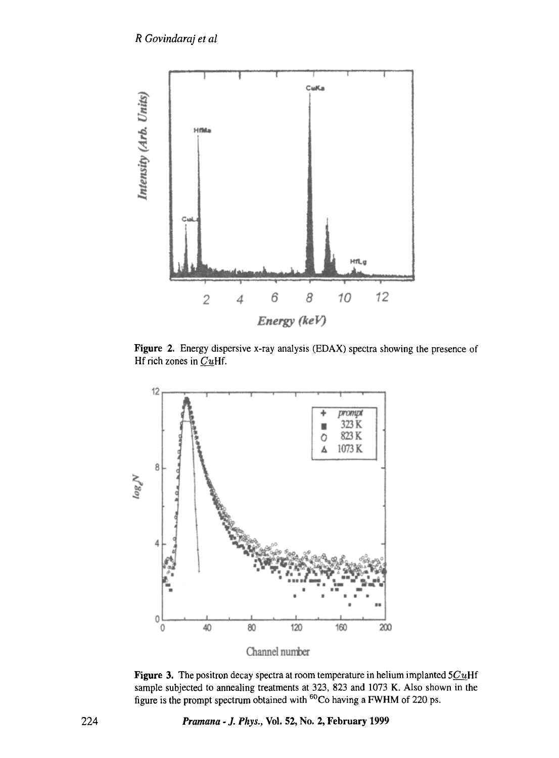Figure 2. Energy dispersive x-ray analysis (EDAX) spectra showing the presence of Hf rich zones in <u>Cu</u>Hf.

Figure 3. The positron decay spectra at room temperature in helium implanted 5<u>Cu</u>Hf sample subjected to annealing treatments at 323, 823 and 1073 K. Also shown in the figure is the prompt spectrum obtained with $^{60}$Co having a FWHM of 220 ps.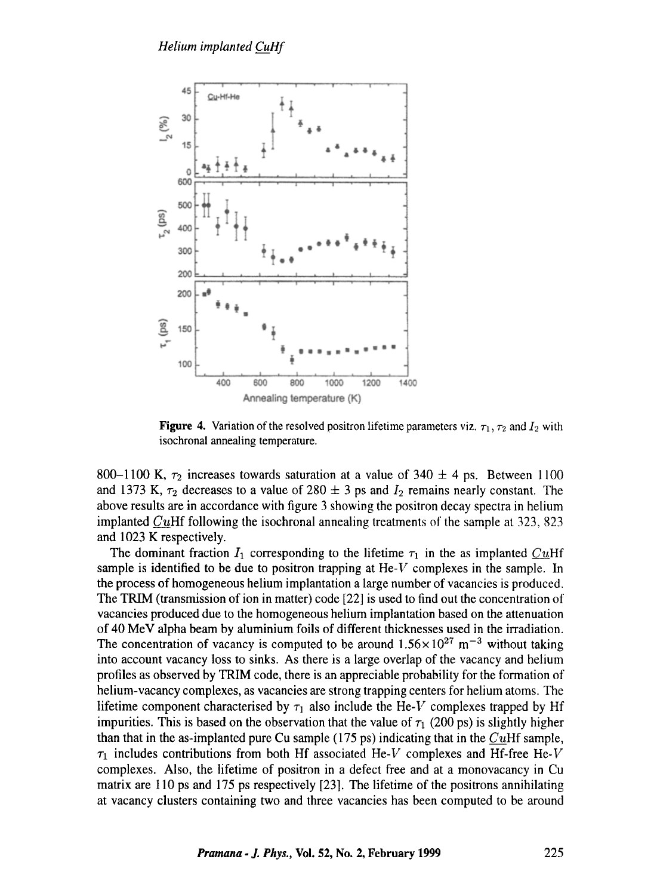**Figure 4.** Variation of the resolved positron lifetime parameters viz. $\tau_1$, $\tau_2$ and $I_2$ with isochronal annealing temperature.

800–1100 K, $\tau_2$ increases towards saturation at a value of 340 $\pm$ 4 ps. Between 1100 and 1373 K, $\tau_2$ decreases to a value of 280 $\pm$ 3 ps and $I_2$ remains nearly constant. The above results are in accordance with figure 3 showing the positron decay spectra in helium implanted *Cu*Hf following the isochronal annealing treatments of the sample at 323, 823 and 1023 K respectively.

The dominant fraction $I_1$ corresponding to the lifetime $\tau_1$ in the as implanted *Cu*Hf sample is identified to be due to positron trapping at He-$V$ complexes in the sample. In the process of homogeneous helium implantation a large number of vacancies is produced. The TRIM (transmission of ion in matter) code [22] is used to find out the concentration of vacancies produced due to the homogeneous helium implantation based on the attenuation of 40 MeV alpha beam by aluminium foils of different thicknesses used in the irradiation. The concentration of vacancy is computed to be around $1.56\times10^{27}$ m$^{-3}$ without taking into account vacancy loss to sinks. As there is a large overlap of the vacancy and helium profiles as observed by TRIM code, there is an appreciable probability for the formation of helium-vacancy complexes, as vacancies are strong trapping centers for helium atoms. The lifetime component characterised by $\tau_1$ also include the He-$V$ complexes trapped by Hf impurities. This is based on the observation that the value of $\tau_1$ (200 ps) is slightly higher than that in the as-implanted pure Cu sample (175 ps) indicating that in the *Cu*Hf sample, $\tau_1$ includes contributions from both Hf associated He-$V$ complexes and Hf-free He-$V$ complexes. Also, the lifetime of positron in a defect free and at a monovacancy in Cu matrix are 110 ps and 175 ps respectively [23]. The lifetime of the positrons annihilating at vacancy clusters containing two and three vacancies has been computed to be around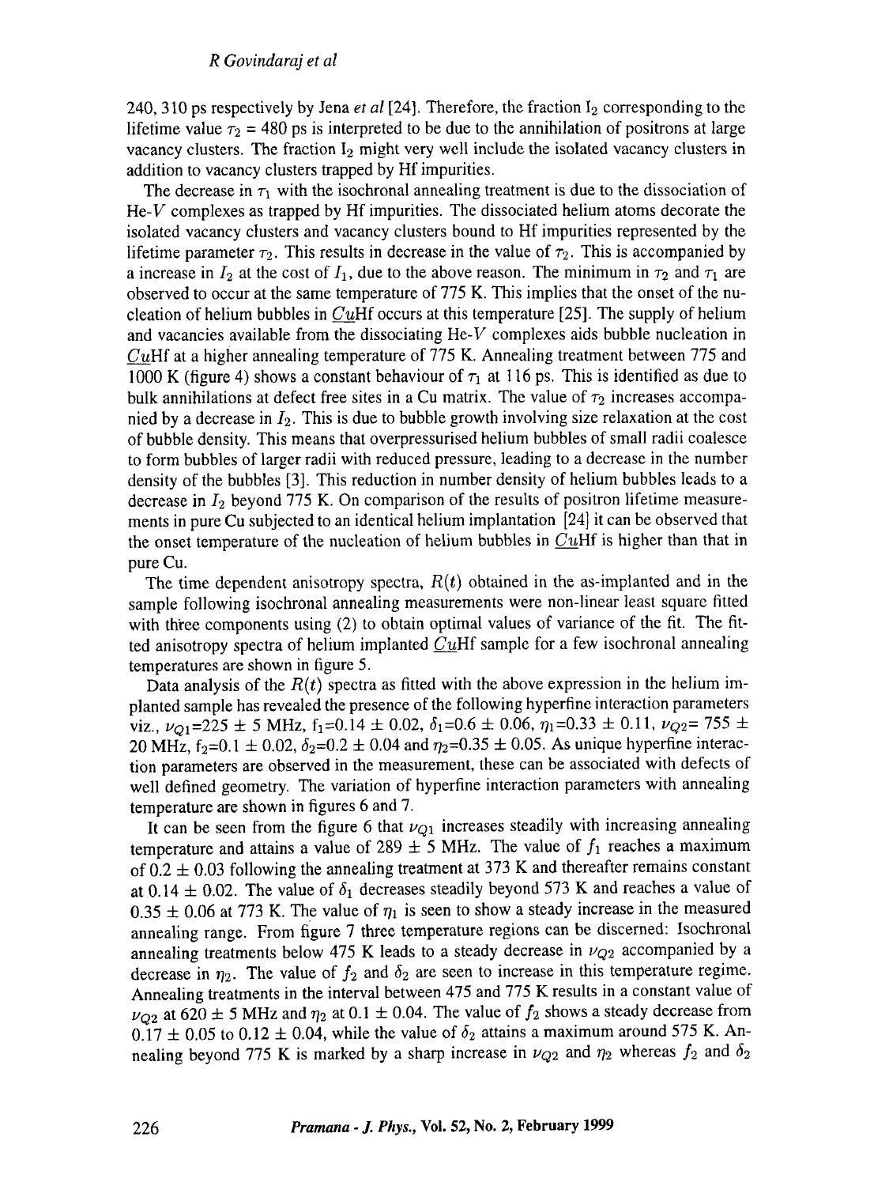240, 310 ps respectively by Jena *et al* [24]. Therefore, the fraction $I_2$ corresponding to the lifetime value $\tau_2$ = 480 ps is interpreted to be due to the annihilation of positrons at large vacancy clusters. The fraction $I_2$ might very well include the isolated vacancy clusters in addition to vacancy clusters trapped by Hf impurities.

The decrease in $\tau_1$ with the isochronal annealing treatment is due to the dissociation of He-$V$ complexes as trapped by Hf impurities. The dissociated helium atoms decorate the isolated vacancy clusters and vacancy clusters bound to Hf impurities represented by the lifetime parameter $\tau_2$. This results in decrease in the value of $\tau_2$. This is accompanied by a increase in $I_2$ at the cost of $I_1$, due to the above reason. The minimum in $\tau_2$ and $\tau_1$ are observed to occur at the same temperature of 775 K. This implies that the onset of the nucleation of helium bubbles in $\underline{Cu}$Hf occurs at this temperature [25]. The supply of helium and vacancies available from the dissociating He-$V$ complexes aids bubble nucleation in $\underline{Cu}$Hf at a higher annealing temperature of 775 K. Annealing treatment between 775 and 1000 K (figure 4) shows a constant behaviour of $\tau_1$ at 116 ps. This is identified as due to bulk annihilations at defect free sites in a Cu matrix. The value of $\tau_2$ increases accompanied by a decrease in $I_2$. This is due to bubble growth involving size relaxation at the cost of bubble density. This means that overpressurised helium bubbles of small radii coalesce to form bubbles of larger radii with reduced pressure, leading to a decrease in the number density of the bubbles [3]. This reduction in number density of helium bubbles leads to a decrease in $I_2$ beyond 775 K. On comparison of the results of positron lifetime measurements in pure Cu subjected to an identical helium implantation [24] it can be observed that the onset temperature of the nucleation of helium bubbles in $\underline{Cu}$Hf is higher than that in pure Cu.

The time dependent anisotropy spectra, $R(t)$ obtained in the as-implanted and in the sample following isochronal annealing measurements were non-linear least square fitted with three components using (2) to obtain optimal values of variance of the fit. The fitted anisotropy spectra of helium implanted $\underline{Cu}$Hf sample for a few isochronal annealing temperatures are shown in figure 5.

Data analysis of the $R(t)$ spectra as fitted with the above expression in the helium implanted sample has revealed the presence of the following hyperfine interaction parameters viz., $\nu_{Q1}$=225 ± 5 MHz, $f_1$=0.14 ± 0.02, $\delta_1$=0.6 ± 0.06, $\eta_1$=0.33 ± 0.11, $\nu_{Q2}$= 755 ± 20 MHz, $f_2$=0.1 ± 0.02, $\delta_2$=0.2 ± 0.04 and $\eta_2$=0.35 ± 0.05. As unique hyperfine interaction parameters are observed in the measurement, these can be associated with defects of well defined geometry. The variation of hyperfine interaction parameters with annealing temperature are shown in figures 6 and 7.

It can be seen from the figure 6 that $\nu_{Q1}$ increases steadily with increasing annealing temperature and attains a value of 289 ± 5 MHz. The value of $f_1$ reaches a maximum of 0.2 ± 0.03 following the annealing treatment at 373 K and thereafter remains constant at 0.14 ± 0.02. The value of $\delta_1$ decreases steadily beyond 573 K and reaches a value of 0.35 ± 0.06 at 773 K. The value of $\eta_1$ is seen to show a steady increase in the measured annealing range. From figure 7 three temperature regions can be discerned: Isochronal annealing treatments below 475 K leads to a steady decrease in $\nu_{Q2}$ accompanied by a decrease in $\eta_2$. The value of $f_2$ and $\delta_2$ are seen to increase in this temperature regime. Annealing treatments in the interval between 475 and 775 K results in a constant value of $\nu_{Q2}$ at 620 ± 5 MHz and $\eta_2$ at 0.1 ± 0.04. The value of $f_2$ shows a steady decrease from 0.17 ± 0.05 to 0.12 ± 0.04, while the value of $\delta_2$ attains a maximum around 575 K. Annealing beyond 775 K is marked by a sharp increase in $\nu_{Q2}$ and $\eta_2$ whereas $f_2$ and $\delta_2$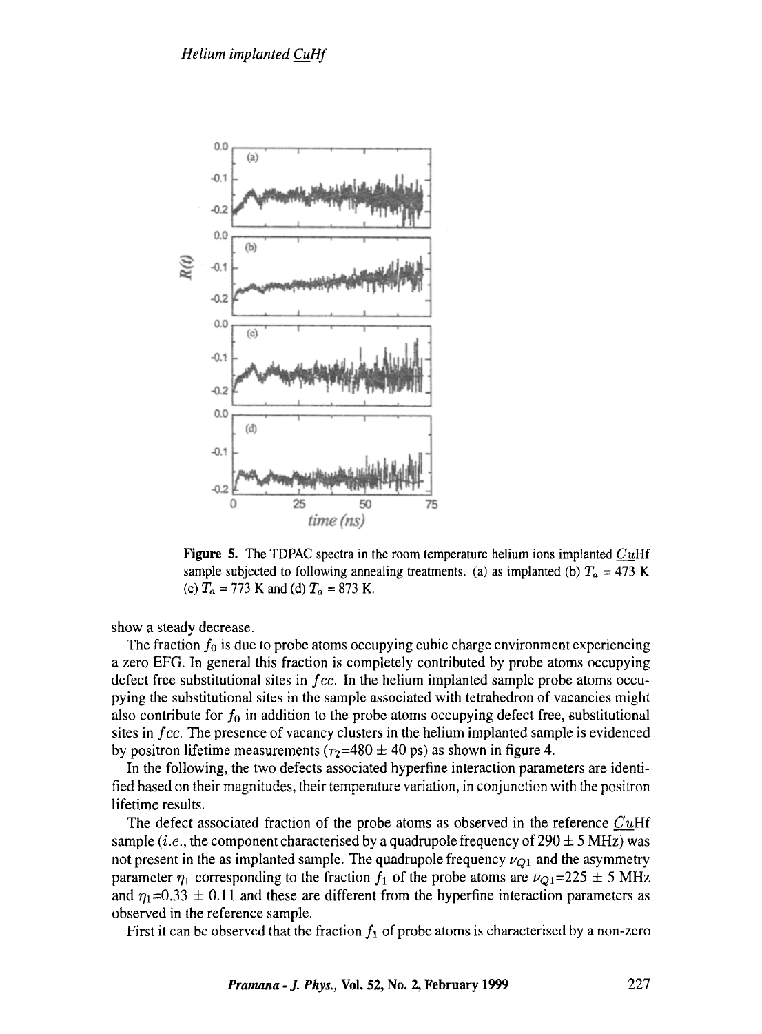**Figure 5.** The TDPAC spectra in the room temperature helium ions implanted $\underline{Cu}$Hf sample subjected to following annealing treatments. (a) as implanted (b) $T_a$ = 473 K (c) $T_a$ = 773 K and (d) $T_a$ = 873 K.

show a steady decrease.

The fraction $f_0$ is due to probe atoms occupying cubic charge environment experiencing a zero EFG. In general this fraction is completely contributed by probe atoms occupying defect free substitutional sites in $fcc$. In the helium implanted sample probe atoms occupying the substitutional sites in the sample associated with tetrahedron of vacancies might also contribute for $f_0$ in addition to the probe atoms occupying defect free, substitutional sites in $fcc$. The presence of vacancy clusters in the helium implanted sample is evidenced by positron lifetime measurements ($\tau_2$=480 $\pm$ 40 ps) as shown in figure 4.

In the following, the two defects associated hyperfine interaction parameters are identified based on their magnitudes, their temperature variation, in conjunction with the positron lifetime results.

The defect associated fraction of the probe atoms as observed in the reference $\underline{Cu}$Hf sample (*i.e.*, the component characterised by a quadrupole frequency of 290 $\pm$ 5 MHz) was not present in the as implanted sample. The quadrupole frequency $\nu_{Q1}$ and the asymmetry parameter $\eta_1$ corresponding to the fraction $f_1$ of the probe atoms are $\nu_{Q1}$=225 $\pm$ 5 MHz and $\eta_1$=0.33 $\pm$ 0.11 and these are different from the hyperfine interaction parameters as observed in the reference sample.

First it can be observed that the fraction $f_1$ of probe atoms is characterised by a non-zero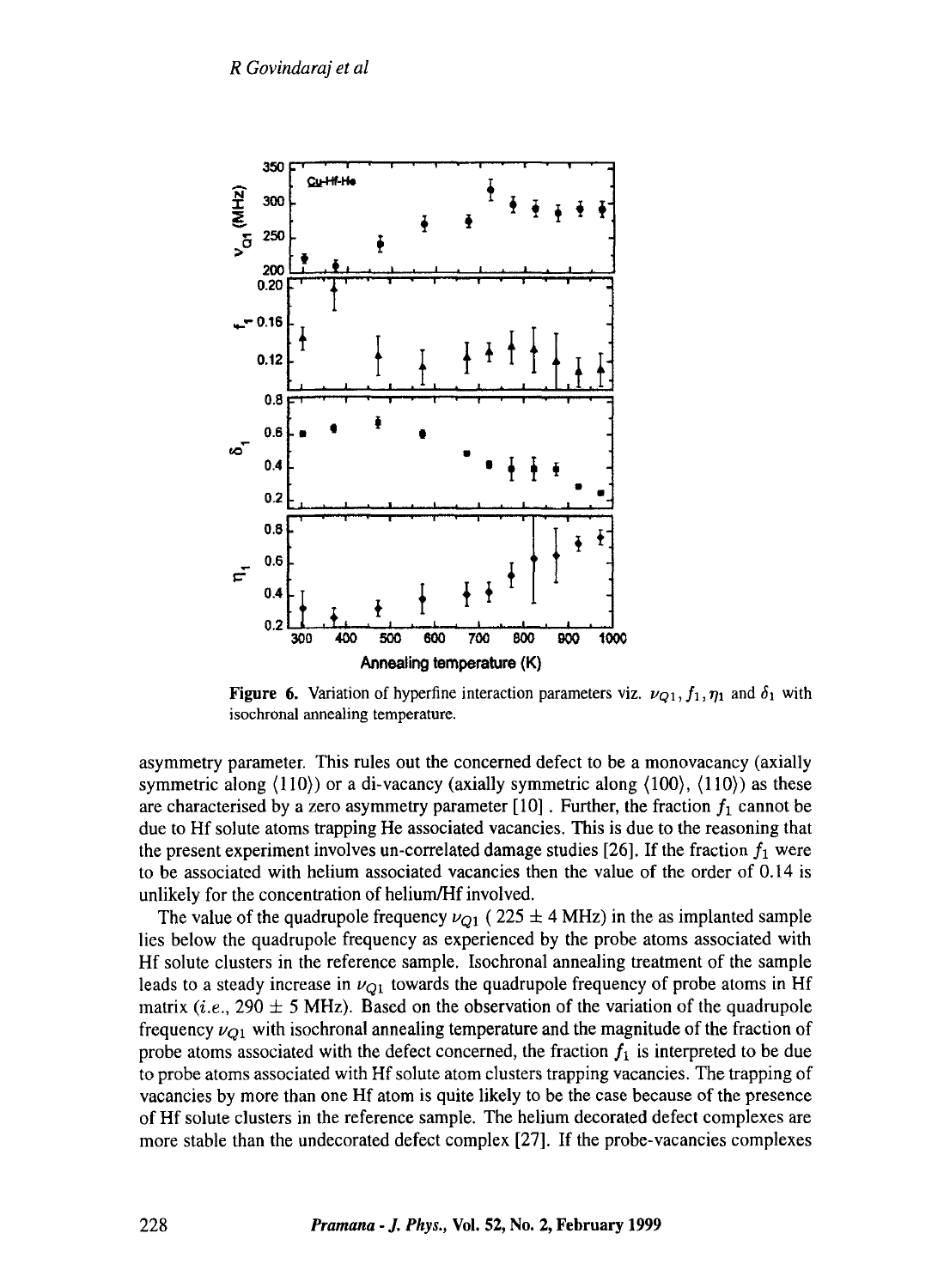**Figure 6.** Variation of hyperfine interaction parameters viz. $\nu_{Q1}, f_1, \eta_1$ and $\delta_1$ with isochronal annealing temperature.

asymmetry parameter. This rules out the concerned defect to be a monovacancy (axially symmetric along ⟨110⟩) or a di-vacancy (axially symmetric along ⟨100⟩, ⟨110⟩) as these are characterised by a zero asymmetry parameter [10] . Further, the fraction $f_1$ cannot be due to Hf solute atoms trapping He associated vacancies. This is due to the reasoning that the present experiment involves un-correlated damage studies [26]. If the fraction $f_1$ were to be associated with helium associated vacancies then the value of the order of 0.14 is unlikely for the concentration of helium/Hf involved.

The value of the quadrupole frequency $\nu_{Q1}$ ( $225 \pm 4$ MHz) in the as implanted sample lies below the quadrupole frequency as experienced by the probe atoms associated with Hf solute clusters in the reference sample. Isochronal annealing treatment of the sample leads to a steady increase in $\nu_{Q1}$ towards the quadrupole frequency of probe atoms in Hf matrix (*i.e.*, $290 \pm 5$ MHz). Based on the observation of the variation of the quadrupole frequency $\nu_{Q1}$ with isochronal annealing temperature and the magnitude of the fraction of probe atoms associated with the defect concerned, the fraction $f_1$ is interpreted to be due to probe atoms associated with Hf solute atom clusters trapping vacancies. The trapping of vacancies by more than one Hf atom is quite likely to be the case because of the presence of Hf solute clusters in the reference sample. The helium decorated defect complexes are more stable than the undecorated defect complex [27]. If the probe-vacancies complexes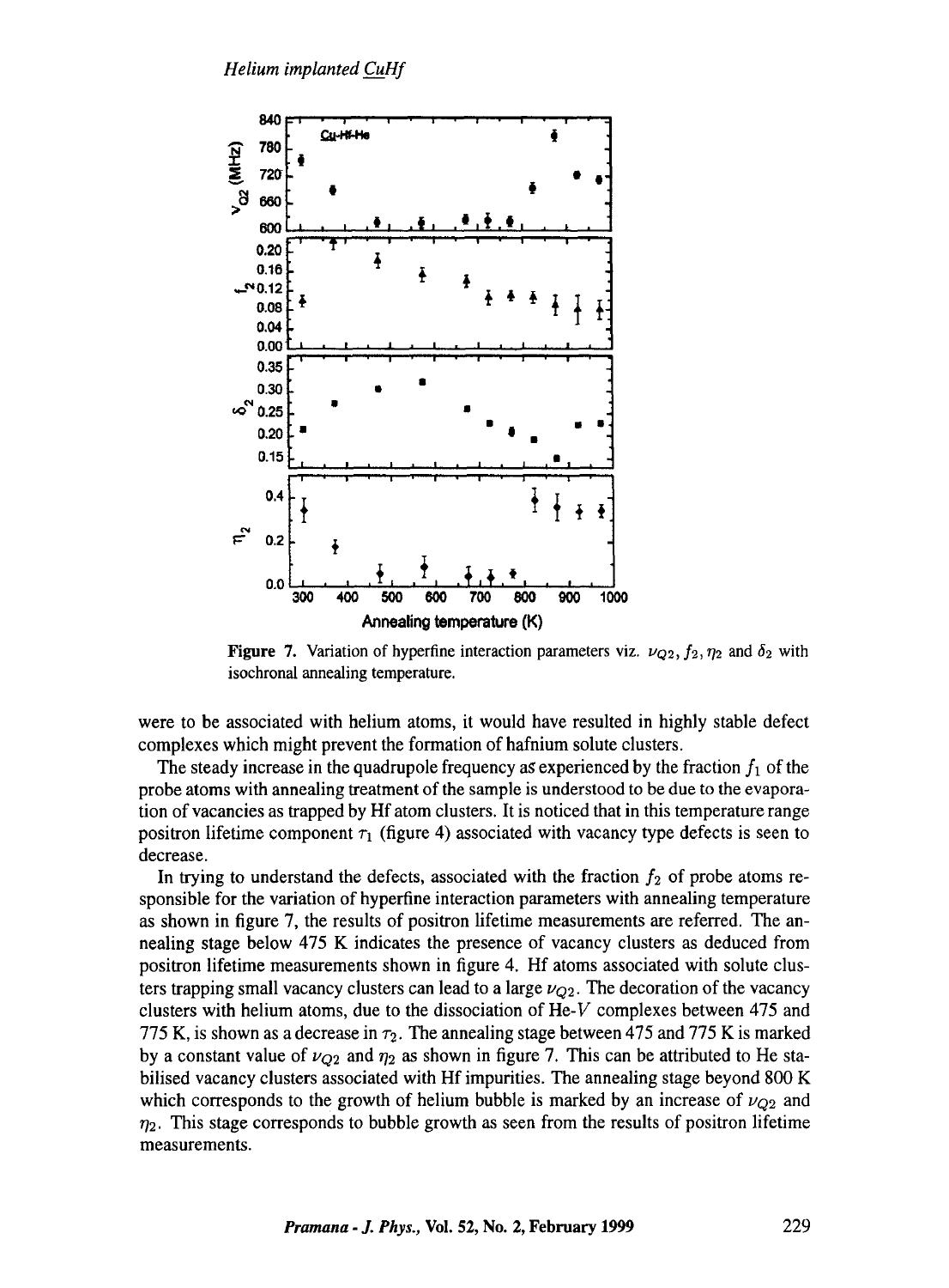Figure 7. Variation of hyperfine interaction parameters viz. $\nu_{Q2}, f_2, \eta_2$ and $\delta_2$ with isochronal annealing temperature.

were to be associated with helium atoms, it would have resulted in highly stable defect complexes which might prevent the formation of hafnium solute clusters.

The steady increase in the quadrupole frequency as experienced by the fraction $f_1$ of the probe atoms with annealing treatment of the sample is understood to be due to the evaporation of vacancies as trapped by Hf atom clusters. It is noticed that in this temperature range positron lifetime component $\tau_1$ (figure 4) associated with vacancy type defects is seen to decrease.

In trying to understand the defects, associated with the fraction $f_2$ of probe atoms responsible for the variation of hyperfine interaction parameters with annealing temperature as shown in figure 7, the results of positron lifetime measurements are referred. The annealing stage below 475 K indicates the presence of vacancy clusters as deduced from positron lifetime measurements shown in figure 4. Hf atoms associated with solute clusters trapping small vacancy clusters can lead to a large $\nu_{Q2}$. The decoration of the vacancy clusters with helium atoms, due to the dissociation of He-$V$ complexes between 475 and 775 K, is shown as a decrease in $\tau_2$. The annealing stage between 475 and 775 K is marked by a constant value of $\nu_{Q2}$ and $\eta_2$ as shown in figure 7. This can be attributed to He stabilised vacancy clusters associated with Hf impurities. The annealing stage beyond 800 K which corresponds to the growth of helium bubble is marked by an increase of $\nu_{Q2}$ and $\eta_2$. This stage corresponds to bubble growth as seen from the results of positron lifetime measurements.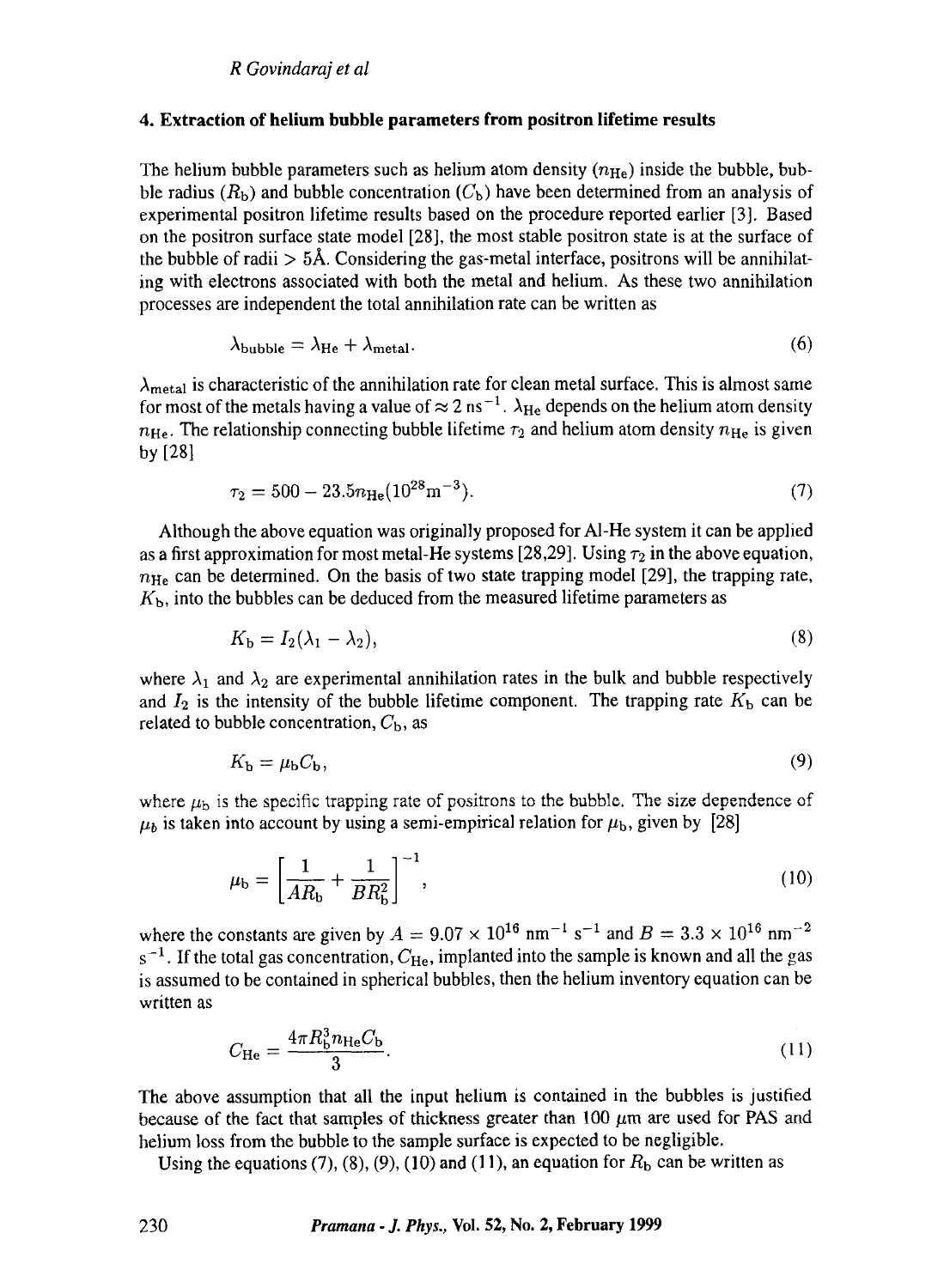## 4. Extraction of helium bubble parameters from positron lifetime results

The helium bubble parameters such as helium atom density ($n_{He}$) inside the bubble, bubble radius ($R_b$) and bubble concentration ($C_b$) have been determined from an analysis of experimental positron lifetime results based on the procedure reported earlier [3]. Based on the positron surface state model [28], the most stable positron state is at the surface of the bubble of radii > 5Å. Considering the gas-metal interface, positrons will be annihilating with electrons associated with both the metal and helium. As these two annihilation processes are independent the total annihilation rate can be written as

$$\lambda_{bubble} = \lambda_{He} + \lambda_{metal}. \tag{6}$$

$\lambda_{metal}$ is characteristic of the annihilation rate for clean metal surface. This is almost same for most of the metals having a value of $\approx 2\ ns^{-1}$. $\lambda_{He}$ depends on the helium atom density $n_{He}$. The relationship connecting bubble lifetime $\tau_2$ and helium atom density $n_{He}$ is given by [28]

$$\tau_2 = 500 - 23.5 n_{He}(10^{28} m^{-3}). \tag{7}$$

Although the above equation was originally proposed for Al-He system it can be applied as a first approximation for most metal-He systems [28,29]. Using $\tau_2$ in the above equation, $n_{He}$ can be determined. On the basis of two state trapping model [29], the trapping rate, $K_b$, into the bubbles can be deduced from the measured lifetime parameters as

$$K_b = I_2(\lambda_1 - \lambda_2), \tag{8}$$

where $\lambda_1$ and $\lambda_2$ are experimental annihilation rates in the bulk and bubble respectively and $I_2$ is the intensity of the bubble lifetime component. The trapping rate $K_b$ can be related to bubble concentration, $C_b$, as

$$K_b = \mu_b C_b, \tag{9}$$

where $\mu_b$ is the specific trapping rate of positrons to the bubble. The size dependence of $\mu_b$ is taken into account by using a semi-empirical relation for $\mu_b$, given by [28]

$$\mu_b = \left[\frac{1}{AR_b} + \frac{1}{BR_b^2}\right]^{-1}, \tag{10}$$

where the constants are given by $A = 9.07 \times 10^{16}\ nm^{-1}\ s^{-1}$ and $B = 3.3 \times 10^{16}\ nm^{-2}\ s^{-1}$. If the total gas concentration, $C_{He}$, implanted into the sample is known and all the gas is assumed to be contained in spherical bubbles, then the helium inventory equation can be written as

$$C_{He} = \frac{4\pi R_b^3 n_{He} C_b}{3}. \tag{11}$$

The above assumption that all the input helium is contained in the bubbles is justified because of the fact that samples of thickness greater than 100 $\mu$m are used for PAS and helium loss from the bubble to the sample surface is expected to be negligible.

Using the equations (7), (8), (9), (10) and (11), an equation for $R_b$ can be written as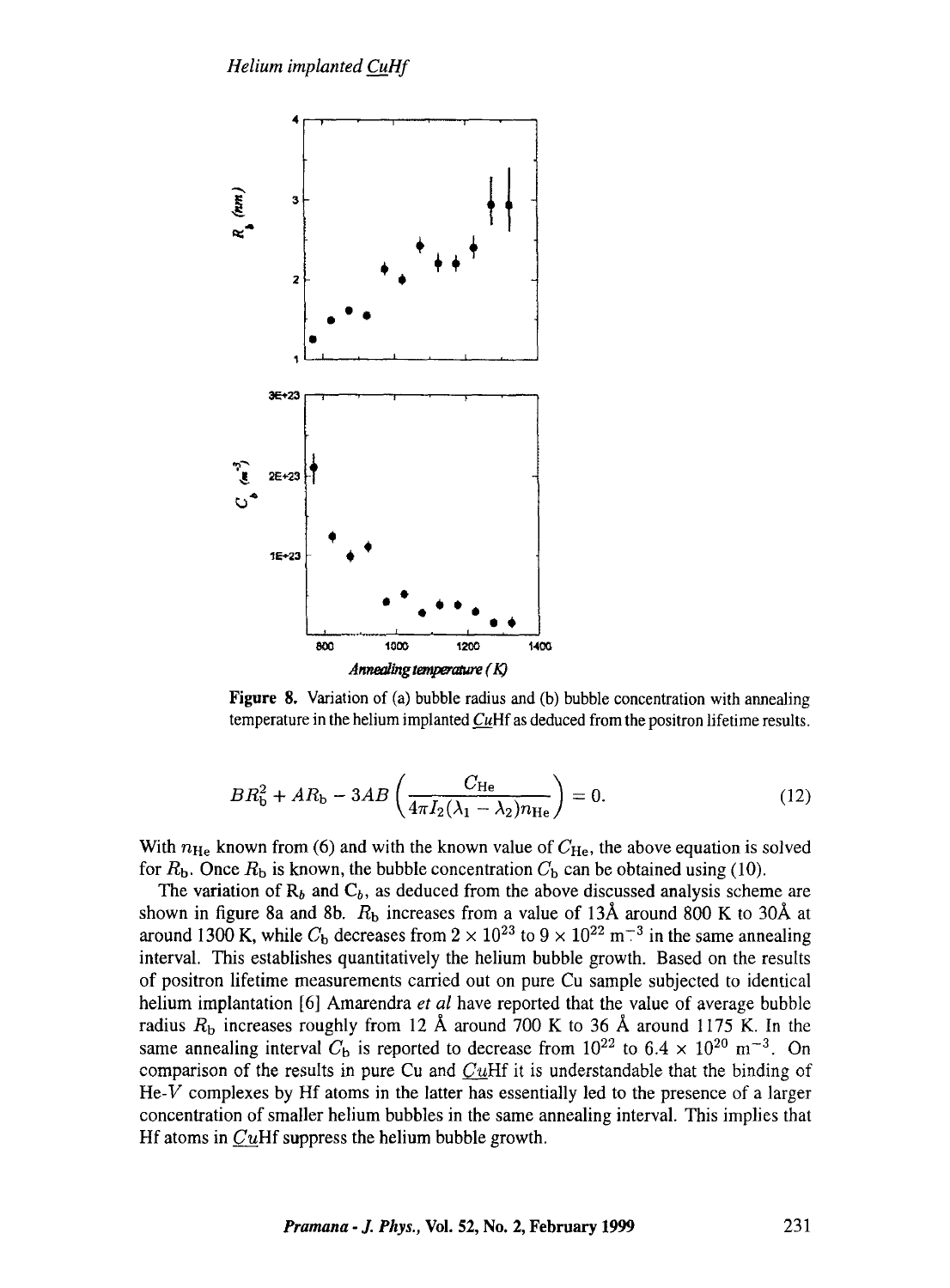**Figure 8.** Variation of (a) bubble radius and (b) bubble concentration with annealing temperature in the helium implanted *Cu*Hf as deduced from the positron lifetime results.

$$BR_b^2 + AR_b - 3AB\left(\frac{C_{He}}{4\pi I_2(\lambda_1 - \lambda_2)n_{He}}\right) = 0. \tag{12}$$

With $n_{He}$ known from (6) and with the known value of $C_{He}$, the above equation is solved for $R_b$. Once $R_b$ is known, the bubble concentration $C_b$ can be obtained using (10).

The variation of $R_b$ and $C_b$, as deduced from the above discussed analysis scheme are shown in figure 8a and 8b. $R_b$ increases from a value of 13Å around 800 K to 30Å at around 1300 K, while $C_b$ decreases from $2 \times 10^{23}$ to $9 \times 10^{22}$ $m^{-3}$ in the same annealing interval. This establishes quantitatively the helium bubble growth. Based on the results of positron lifetime measurements carried out on pure Cu sample subjected to identical helium implantation [6] Amarendra *et al* have reported that the value of average bubble radius $R_b$ increases roughly from 12 Å around 700 K to 36 Å around 1175 K. In the same annealing interval $C_b$ is reported to decrease from $10^{22}$ to $6.4 \times 10^{20}$ $m^{-3}$. On comparison of the results in pure Cu and *Cu*Hf it is understandable that the binding of He-$V$ complexes by Hf atoms in the latter has essentially led to the presence of a larger concentration of smaller helium bubbles in the same annealing interval. This implies that Hf atoms in *Cu*Hf suppress the helium bubble growth.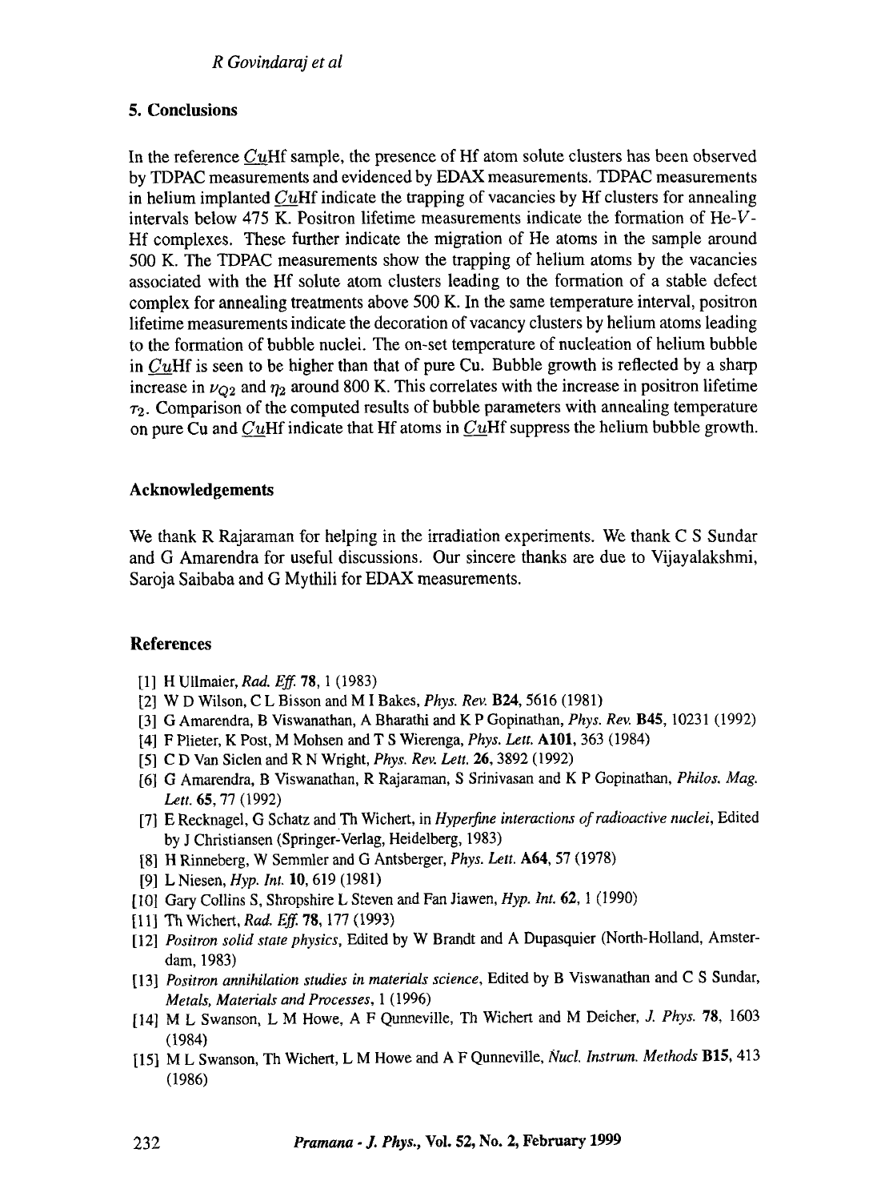## 5. Conclusions

In the reference $\underline{Cu}$Hf sample, the presence of Hf atom solute clusters has been observed by TDPAC measurements and evidenced by EDAX measurements. TDPAC measurements in helium implanted $\underline{Cu}$Hf indicate the trapping of vacancies by Hf clusters for annealing intervals below 475 K. Positron lifetime measurements indicate the formation of He-$V$-Hf complexes. These further indicate the migration of He atoms in the sample around 500 K. The TDPAC measurements show the trapping of helium atoms by the vacancies associated with the Hf solute atom clusters leading to the formation of a stable defect complex for annealing treatments above 500 K. In the same temperature interval, positron lifetime measurements indicate the decoration of vacancy clusters by helium atoms leading to the formation of bubble nuclei. The on-set temperature of nucleation of helium bubble in $\underline{Cu}$Hf is seen to be higher than that of pure Cu. Bubble growth is reflected by a sharp increase in $\nu_{Q2}$ and $\eta_2$ around 800 K. This correlates with the increase in positron lifetime $\tau_2$. Comparison of the computed results of bubble parameters with annealing temperature on pure Cu and $\underline{Cu}$Hf indicate that Hf atoms in $\underline{Cu}$Hf suppress the helium bubble growth.

### Acknowledgements

We thank R Rajaraman for helping in the irradiation experiments. We thank C S Sundar and G Amarendra for useful discussions. Our sincere thanks are due to Vijayalakshmi, Saroja Saibaba and G Mythili for EDAX measurements.

### References

[1] H Ullmaier, *Rad. Eff.* **78**, 1 (1983)

[2] W D Wilson, C L Bisson and M I Bakes, *Phys. Rev.* **B24**, 5616 (1981)

[3] G Amarendra, B Viswanathan, A Bharathi and K P Gopinathan, *Phys. Rev.* **B45**, 10231 (1992)

[4] F Plieter, K Post, M Mohsen and T S Wierenga, *Phys. Lett.* **A101**, 363 (1984)

[5] C D Van Siclen and R N Wright, *Phys. Rev. Lett.* **26**, 3892 (1992)

[6] G Amarendra, B Viswanathan, R Rajaraman, S Srinivasan and K P Gopinathan, *Philos. Mag. Lett.* **65**, 77 (1992)

[7] E Recknagel, G Schatz and Th Wichert, in *Hyperfine interactions of radioactive nuclei*, Edited by J Christiansen (Springer-Verlag, Heidelberg, 1983)

[8] H Rinneberg, W Semmler and G Antsberger, *Phys. Lett.* **A64**, 57 (1978)

[9] L Niesen, *Hyp. Int.* **10**, 619 (1981)

[10] Gary Collins S, Shropshire L Steven and Fan Jiawen, *Hyp. Int.* **62**, 1 (1990)

[11] Th Wichert, *Rad. Eff.* **78**, 177 (1993)

[12] *Positron solid state physics*, Edited by W Brandt and A Dupasquier (North-Holland, Amsterdam, 1983)

[13] *Positron annihilation studies in materials science*, Edited by B Viswanathan and C S Sundar, *Metals, Materials and Processes*, 1 (1996)

[14] M L Swanson, L M Howe, A F Qunneville, Th Wichert and M Deicher, *J. Phys.* **78**, 1603 (1984)

[15] M L Swanson, Th Wichert, L M Howe and A F Qunneville, *Nucl. Instrum. Methods* **B15**, 413 (1986)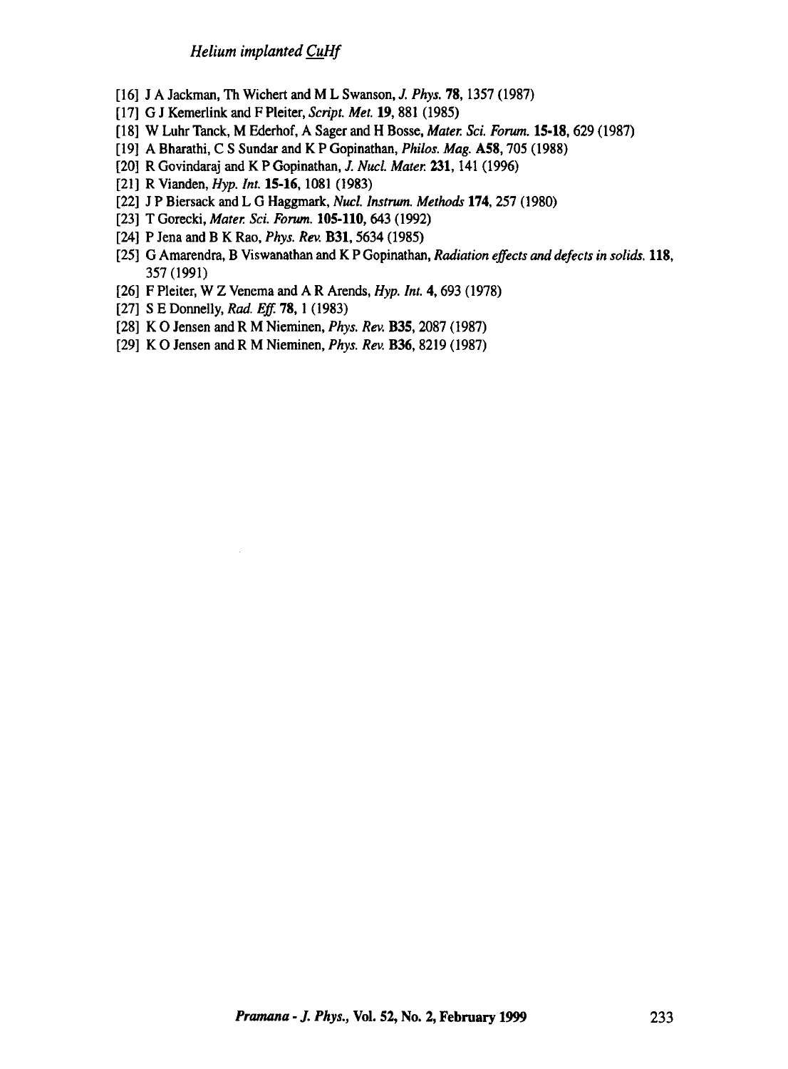[16] J A Jackman, Th Wichert and M L Swanson, *J. Phys.* **78**, 1357 (1987)

[17] G J Kemerlink and F Pleiter, *Script. Met.* **19**, 881 (1985)

[18] W Luhr Tanck, M Ederhof, A Sager and H Bosse, *Mater. Sci. Forum.* **15-18**, 629 (1987)

[19] A Bharathi, C S Sundar and K P Gopinathan, *Philos. Mag.* **A58**, 705 (1988)

[20] R Govindaraj and K P Gopinathan, *J. Nucl. Mater.* **231**, 141 (1996)

[21] R Vianden, *Hyp. Int.* **15-16**, 1081 (1983)

[22] J P Biersack and L G Haggmark, *Nucl. Instrum. Methods* **174**, 257 (1980)

[23] T Gorecki, *Mater. Sci. Forum.* **105-110**, 643 (1992)

[24] P Jena and B K Rao, *Phys. Rev.* **B31**, 5634 (1985)

[25] G Amarendra, B Viswanathan and K P Gopinathan, *Radiation effects and defects in solids.* **118**, 357 (1991)

[26] F Pleiter, W Z Venema and A R Arends, *Hyp. Int.* **4**, 693 (1978)

[27] S E Donnelly, *Rad. Eff.* **78**, 1 (1983)

[28] K O Jensen and R M Nieminen, *Phys. Rev.* **B35**, 2087 (1987)

[29] K O Jensen and R M Nieminen, *Phys. Rev.* **B36**, 8219 (1987)